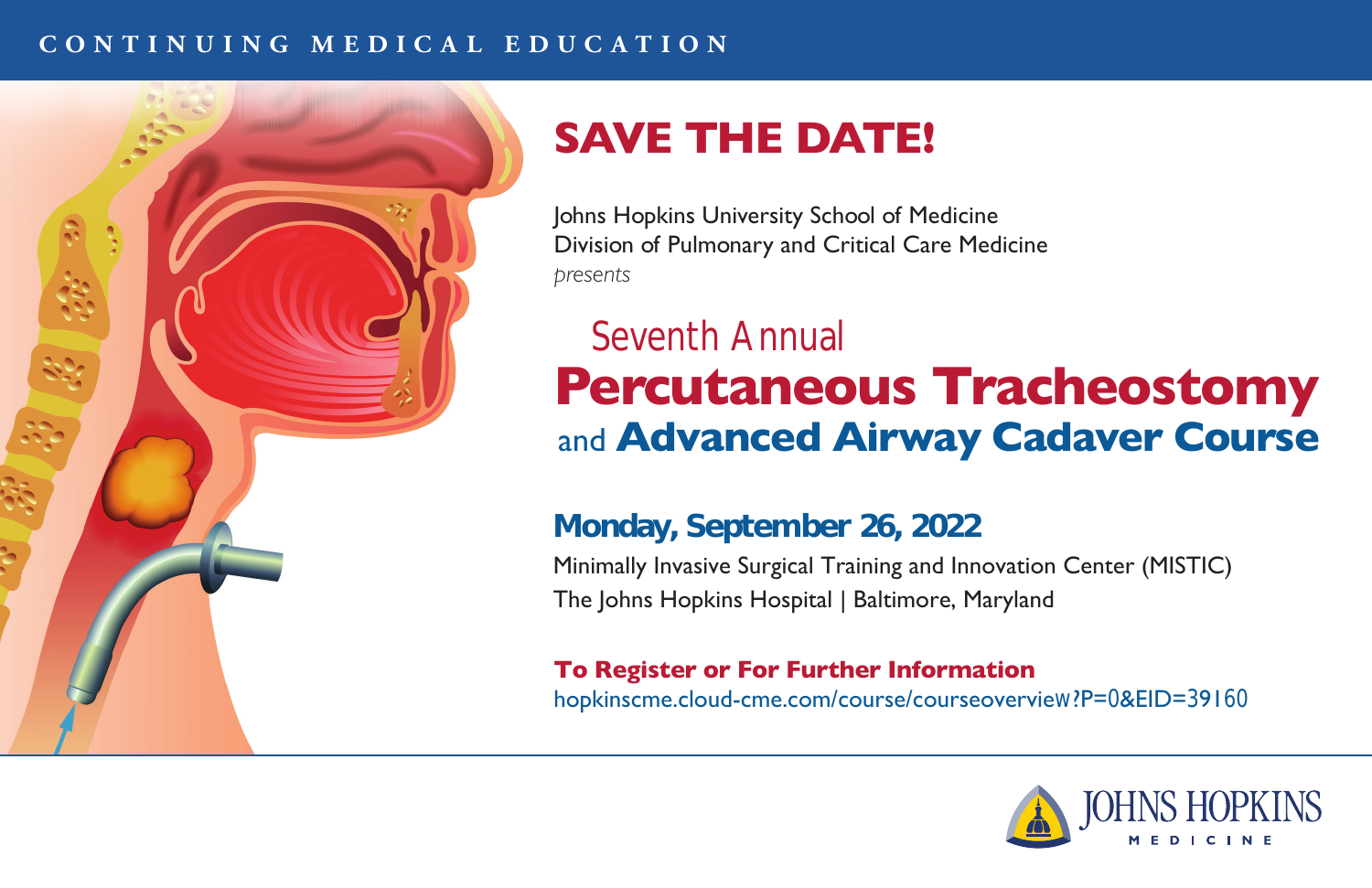CONTINUING MEDICAL EDUCATION

# SAVE THE DATE!

Johns Hopkins University School of Medicine
Division of Pulmonary and Critical Care Medicine
*presents*

## Seventh Annual
## Percutaneous Tracheostomy and Advanced Airway Cadaver Course

### Monday, September 26, 2022

Minimally Invasive Surgical Training and Innovation Center (MISTIC)
The Johns Hopkins Hospital | Baltimore, Maryland

**To Register or For Further Information**
hopkinscme.cloud-cme.com/course/courseoverview?P=0&EID=39160

JOHNS HOPKINS MEDICINE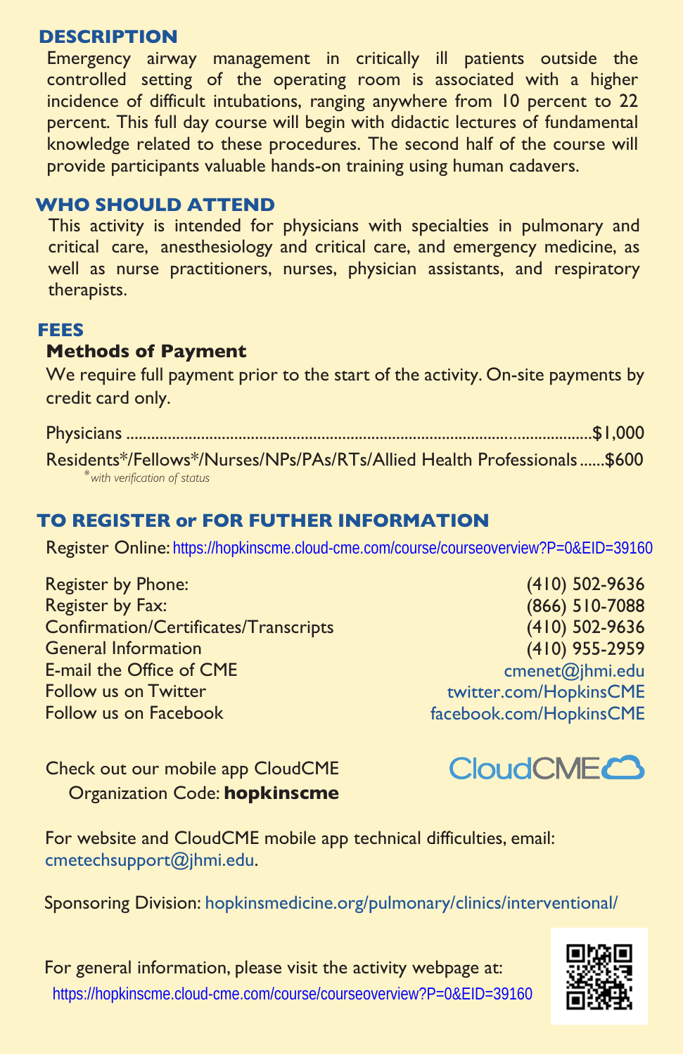## DESCRIPTION

Emergency airway management in critically ill patients outside the controlled setting of the operating room is associated with a higher incidence of difficult intubations, ranging anywhere from 10 percent to 22 percent. This full day course will begin with didactic lectures of fundamental knowledge related to these procedures. The second half of the course will provide participants valuable hands-on training using human cadavers.

## WHO SHOULD ATTEND

This activity is intended for physicians with specialties in pulmonary and critical care, anesthesiology and critical care, and emergency medicine, as well as nurse practitioners, nurses, physician assistants, and respiratory therapists.

## FEES

### Methods of Payment

We require full payment prior to the start of the activity. On-site payments by credit card only.

Physicians ............................................................ $1,000

Residents*/Fellows*/Nurses/NPs/PAs/RTs/Allied Health Professionals ...... $600

*with verification of status*

## TO REGISTER or FOR FUTHER INFORMATION

Register Online: https://hopkinscme.cloud-cme.com/course/courseoverview?P=0&EID=39160

| | |
|---|---|
| Register by Phone: | (410) 502-9636 |
| Register by Fax: | (866) 510-7088 |
| Confirmation/Certificates/Transcripts | (410) 502-9636 |
| General Information | (410) 955-2959 |
| E-mail the Office of CME | cmenet@jhmi.edu |
| Follow us on Twitter | twitter.com/HopkinsCME |
| Follow us on Facebook | facebook.com/HopkinsCME |

Check out our mobile app CloudCME
Organization Code: **hopkinscme**

CloudCME

For website and CloudCME mobile app technical difficulties, email: cmetechsupport@jhmi.edu.

Sponsoring Division: hopkinsmedicine.org/pulmonary/clinics/interventional/

For general information, please visit the activity webpage at:
https://hopkinscme.cloud-cme.com/course/courseoverview?P=0&EID=39160